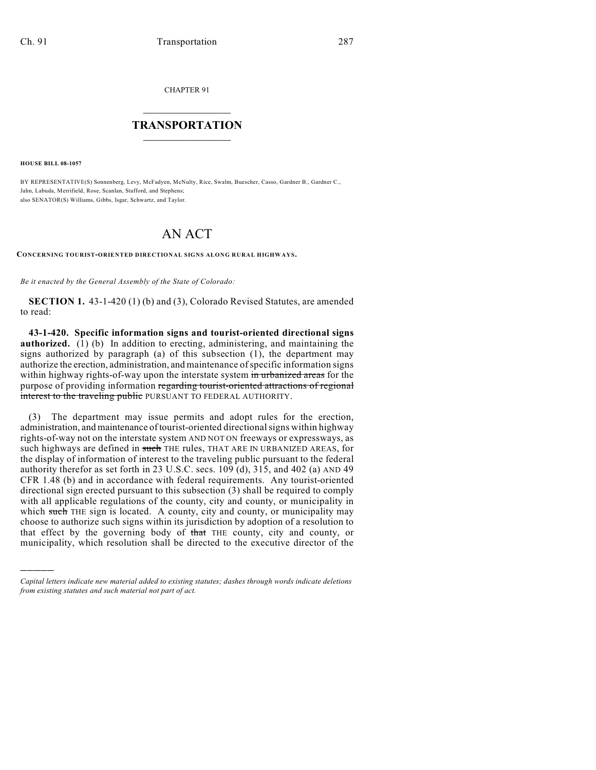CHAPTER 91

# TRANSPORTATION

**HOUSE BILL 08-1057**

BY REPRESENTATIVE(S) Sonnenberg, Levy, McFadyen, McNulty, Rice, Swalm, Buescher, Casso, Gardner B., Gardner C., Jahn, Labuda, Merrifield, Rose, Scanlan, Stafford, and Stephens;
also SENATOR(S) Williams, Gibbs, Isgar, Schwartz, and Taylor.

# AN ACT

**CONCERNING TOURIST-ORIENTED DIRECTIONAL SIGNS ALONG RURAL HIGHWAYS.**

*Be it enacted by the General Assembly of the State of Colorado:*

**SECTION 1.** 43-1-420 (1) (b) and (3), Colorado Revised Statutes, are amended to read:

**43-1-420. Specific information signs and tourist-oriented directional signs authorized.** (1) (b) In addition to erecting, administering, and maintaining the signs authorized by paragraph (a) of this subsection (1), the department may authorize the erection, administration, and maintenance of specific information signs within highway rights-of-way upon the interstate system ~~in urbanized areas~~ for the purpose of providing information ~~regarding tourist-oriented attractions of regional interest to the traveling public~~ PURSUANT TO FEDERAL AUTHORITY.

(3) The department may issue permits and adopt rules for the erection, administration, and maintenance of tourist-oriented directional signs within highway rights-of-way not on the interstate system AND NOT ON freeways or expressways, as such highways are defined in ~~such~~ THE rules, THAT ARE IN URBANIZED AREAS, for the display of information of interest to the traveling public pursuant to the federal authority therefor as set forth in 23 U.S.C. secs. 109 (d), 315, and 402 (a) AND 49 CFR 1.48 (b) and in accordance with federal requirements. Any tourist-oriented directional sign erected pursuant to this subsection (3) shall be required to comply with all applicable regulations of the county, city and county, or municipality in which ~~such~~ THE sign is located. A county, city and county, or municipality may choose to authorize such signs within its jurisdiction by adoption of a resolution to that effect by the governing body of ~~that~~ THE county, city and county, or municipality, which resolution shall be directed to the executive director of the

---

*Capital letters indicate new material added to existing statutes; dashes through words indicate deletions from existing statutes and such material not part of act.*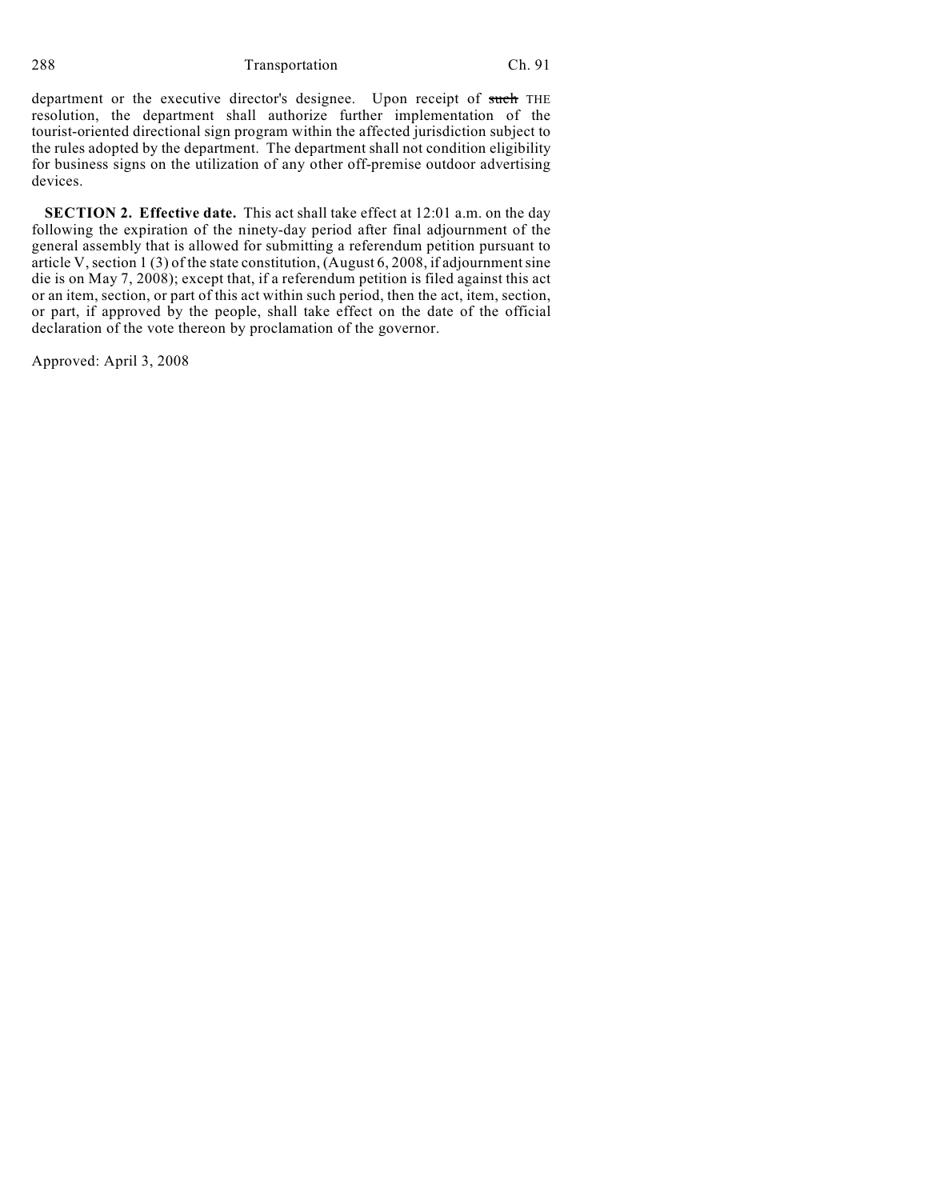department or the executive director's designee. Upon receipt of ~~such~~ THE resolution, the department shall authorize further implementation of the tourist-oriented directional sign program within the affected jurisdiction subject to the rules adopted by the department. The department shall not condition eligibility for business signs on the utilization of any other off-premise outdoor advertising devices.

**SECTION 2. Effective date.** This act shall take effect at 12:01 a.m. on the day following the expiration of the ninety-day period after final adjournment of the general assembly that is allowed for submitting a referendum petition pursuant to article V, section 1 (3) of the state constitution, (August 6, 2008, if adjournment sine die is on May 7, 2008); except that, if a referendum petition is filed against this act or an item, section, or part of this act within such period, then the act, item, section, or part, if approved by the people, shall take effect on the date of the official declaration of the vote thereon by proclamation of the governor.

Approved: April 3, 2008